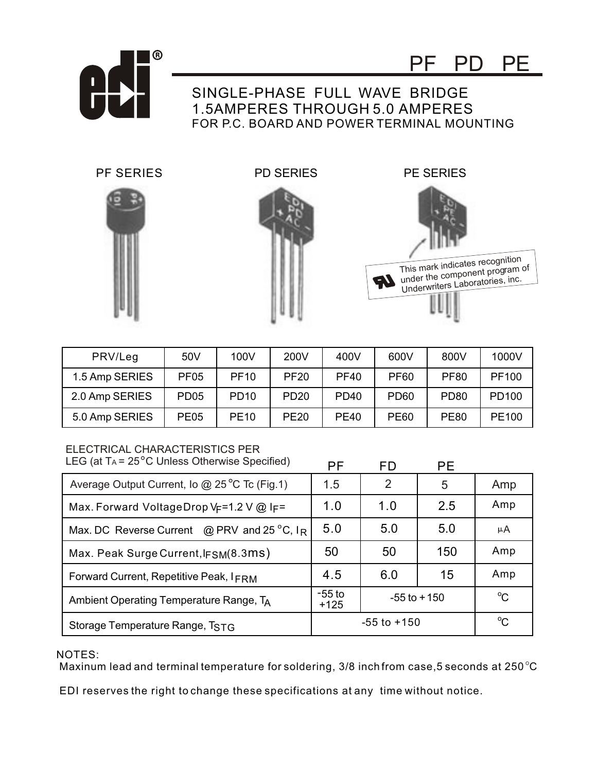# PF PD PE

## SINGLE-PHASE FULL WAVE BRIDGE
## 1.5AMPERES THROUGH 5.0 AMPERES
FOR P.C. BOARD AND POWER TERMINAL MOUNTING

PF SERIES    PD SERIES    PE SERIES

This mark indicates recognition under the component program of Underwriters Laboratories, inc.

| PRV/Leg | 50V | 100V | 200V | 400V | 600V | 800V | 1000V |
|---|---|---|---|---|---|---|---|
| 1.5 Amp SERIES | PF05 | PF10 | PF20 | PF40 | PF60 | PF80 | PF100 |
| 2.0 Amp SERIES | PD05 | PD10 | PD20 | PD40 | PD60 | PD80 | PD100 |
| 5.0 Amp SERIES | PE05 | PE10 | PE20 | PE40 | PE60 | PE80 | PE100 |

ELECTRICAL CHARACTERISTICS PER LEG (at $T_A$ = 25°C Unless Otherwise Specified)

| | PF | FD | PE | |
|---|---|---|---|---|
| Average Output Current, Io @ 25°C Tc (Fig.1) | 1.5 | 2 | 5 | Amp |
| Max. Forward Voltage Drop $V_F$=1.2 V @ $I_F$= | 1.0 | 1.0 | 2.5 | Amp |
| Max. DC Reverse Current @ PRV and 25°C, $I_R$ | 5.0 | 5.0 | 5.0 | μA |
| Max. Peak Surge Current, $I_{FSM}$(8.3ms) | 50 | 50 | 150 | Amp |
| Forward Current, Repetitive Peak, $I_{FRM}$ | 4.5 | 6.0 | 15 | Amp |
| Ambient Operating Temperature Range, $T_A$ | -55 to +125 | -55 to +150 | | °C |
| Storage Temperature Range, $T_{STG}$ | -55 to +150 | | | °C |

NOTES:
Maxinum lead and terminal temperature for soldering, 3/8 inch from case, 5 seconds at 250°C

EDI reserves the right to change these specifications at any time without notice.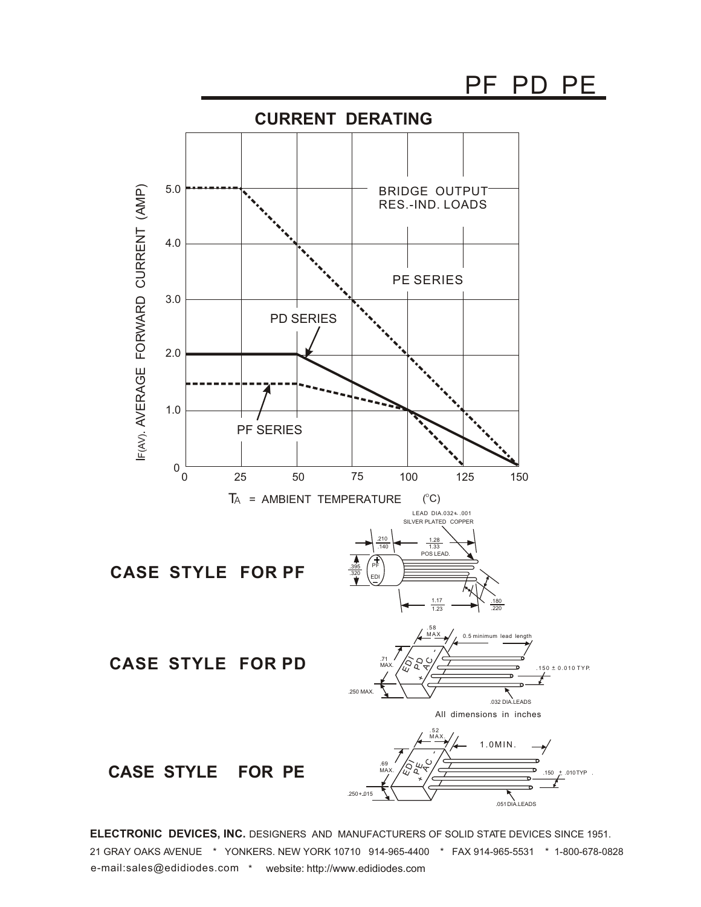# PF PD PE

## CURRENT DERATING

BRIDGE OUTPUT
RES.-IND. LOADS

PE SERIES

PD SERIES

PF SERIES

$I_{F(AV)}$, AVERAGE FORWARD CURRENT (AMP)

0
1.0
2.0
3.0
4.0
5.0

0 25 50 75 100 125 150

$T_A$ = AMBIENT TEMPERATURE (°C)

## CASE STYLE FOR PF

LEAD DIA. .032+-.001
SILVER PLATED COPPER

.210
.140

1.28
1.33
POS LEAD.

.395
.320

PF
EDI

1.17
1.23

.180
.220

## CASE STYLE FOR PD

.58
MAX

0.5 minimum lead length

.71
MAX.

EDI PD AC

.150 ± 0.010 TYP.

.250 MAX.

.032 DIA.LEADS

All dimensions in inches

## CASE STYLE FOR PE

.52
MAX.

1.0MIN.

.69
MAX.

EDI PE AC

.150 + .010TYP .

.250+.015

.051DIA.LEADS

**ELECTRONIC DEVICES, INC.** DESIGNERS AND MANUFACTURERS OF SOLID STATE DEVICES SINCE 1951.
21 GRAY OAKS AVENUE * YONKERS. NEW YORK 10710 914-965-4400 * FAX 914-965-5531 * 1-800-678-0828
e-mail:sales@edidiodes.com * website: http://www.edidiodes.com